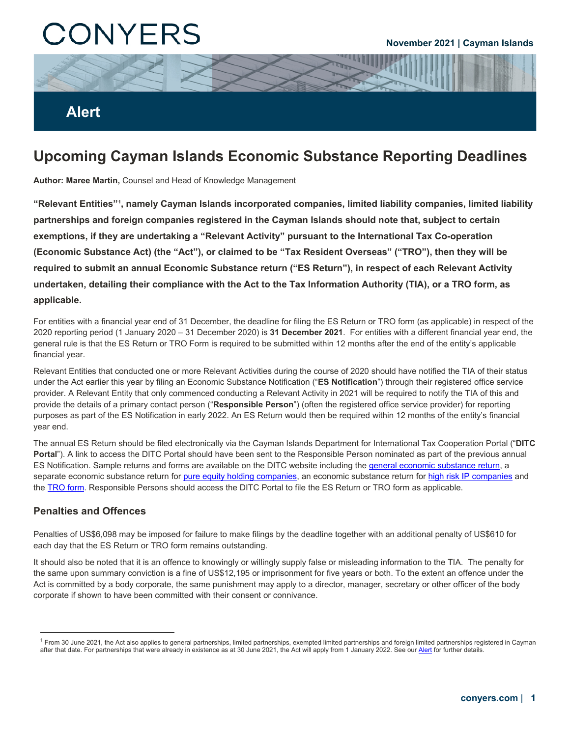CONYERS

November 2021 | Cayman Islands

**Alert**

# Upcoming Cayman Islands Economic Substance Reporting Deadlines

**Author: Maree Martin,** Counsel and Head of Knowledge Management

**"Relevant Entities"[1], namely Cayman Islands incorporated companies, limited liability companies, limited liability partnerships and foreign companies registered in the Cayman Islands should note that, subject to certain exemptions, if they are undertaking a "Relevant Activity" pursuant to the International Tax Co-operation (Economic Substance Act) (the "Act"), or claimed to be "Tax Resident Overseas" ("TRO"), then they will be required to submit an annual Economic Substance return ("ES Return"), in respect of each Relevant Activity undertaken, detailing their compliance with the Act to the Tax Information Authority (TIA), or a TRO form, as applicable.**

For entities with a financial year end of 31 December, the deadline for filing the ES Return or TRO form (as applicable) in respect of the 2020 reporting period (1 January 2020 – 31 December 2020) is **31 December 2021**. For entities with a different financial year end, the general rule is that the ES Return or TRO Form is required to be submitted within 12 months after the end of the entity's applicable financial year.

Relevant Entities that conducted one or more Relevant Activities during the course of 2020 should have notified the TIA of their status under the Act earlier this year by filing an Economic Substance Notification ("**ES Notification**") through their registered office service provider. A Relevant Entity that only commenced conducting a Relevant Activity in 2021 will be required to notify the TIA of this and provide the details of a primary contact person ("**Responsible Person**") (often the registered office service provider) for reporting purposes as part of the ES Notification in early 2022. An ES Return would then be required within 12 months of the entity's financial year end.

The annual ES Return should be filed electronically via the Cayman Islands Department for International Tax Cooperation Portal ("**DITC Portal**"). A link to access the DITC Portal should have been sent to the Responsible Person nominated as part of the previous annual ES Notification. Sample returns and forms are available on the DITC website including the general economic substance return, a separate economic substance return for pure equity holding companies, an economic substance return for high risk IP companies and the TRO form. Responsible Persons should access the DITC Portal to file the ES Return or TRO form as applicable.

## Penalties and Offences

Penalties of US$6,098 may be imposed for failure to make filings by the deadline together with an additional penalty of US$610 for each day that the ES Return or TRO form remains outstanding.

It should also be noted that it is an offence to knowingly or willingly supply false or misleading information to the TIA. The penalty for the same upon summary conviction is a fine of US$12,195 or imprisonment for five years or both. To the extent an offence under the Act is committed by a body corporate, the same punishment may apply to a director, manager, secretary or other officer of the body corporate if shown to have been committed with their consent or connivance.

---

[1] From 30 June 2021, the Act also applies to general partnerships, limited partnerships, exempted limited partnerships and foreign limited partnerships registered in Cayman after that date. For partnerships that were already in existence as at 30 June 2021, the Act will apply from 1 January 2022. See our Alert for further details.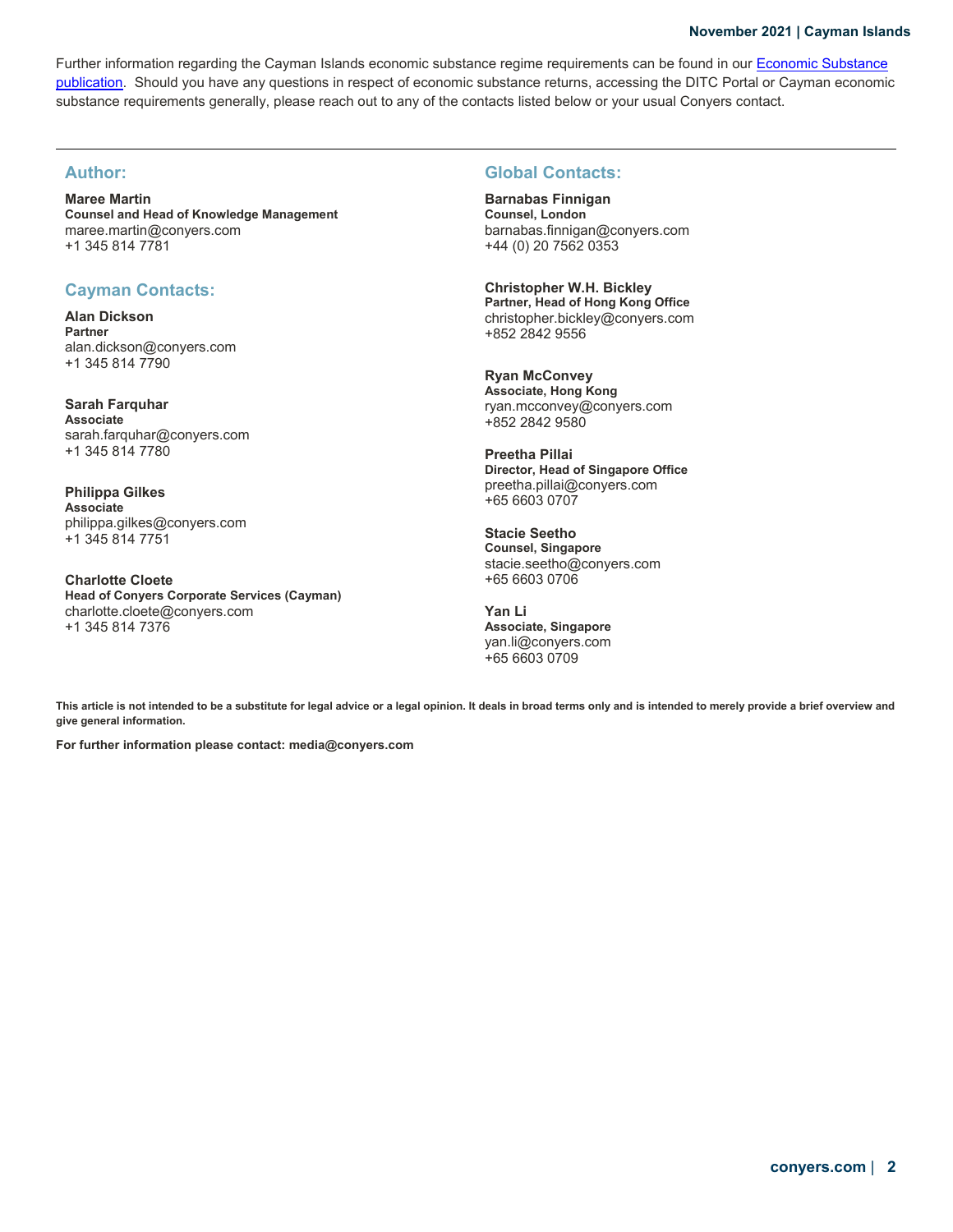Further information regarding the Cayman Islands economic substance regime requirements can be found in our Economic Substance publication. Should you have any questions in respect of economic substance returns, accessing the DITC Portal or Cayman economic substance requirements generally, please reach out to any of the contacts listed below or your usual Conyers contact.

---

## Author:

**Maree Martin**
**Counsel and Head of Knowledge Management**
maree.martin@conyers.com
+1 345 814 7781

## Cayman Contacts:

**Alan Dickson**
**Partner**
alan.dickson@conyers.com
+1 345 814 7790

**Sarah Farquhar**
**Associate**
sarah.farquhar@conyers.com
+1 345 814 7780

**Philippa Gilkes**
**Associate**
philippa.gilkes@conyers.com
+1 345 814 7751

**Charlotte Cloete**
**Head of Conyers Corporate Services (Cayman)**
charlotte.cloete@conyers.com
+1 345 814 7376

## Global Contacts:

**Barnabas Finnigan**
**Counsel, London**
barnabas.finnigan@conyers.com
+44 (0) 20 7562 0353

**Christopher W.H. Bickley**
**Partner, Head of Hong Kong Office**
christopher.bickley@conyers.com
+852 2842 9556

**Ryan McConvey**
**Associate, Hong Kong**
ryan.mcconvey@conyers.com
+852 2842 9580

**Preetha Pillai**
**Director, Head of Singapore Office**
preetha.pillai@conyers.com
+65 6603 0707

**Stacie Seetho**
**Counsel, Singapore**
stacie.seetho@conyers.com
+65 6603 0706

**Yan Li**
**Associate, Singapore**
yan.li@conyers.com
+65 6603 0709

**This article is not intended to be a substitute for legal advice or a legal opinion. It deals in broad terms only and is intended to merely provide a brief overview and give general information.**

**For further information please contact: media@conyers.com**